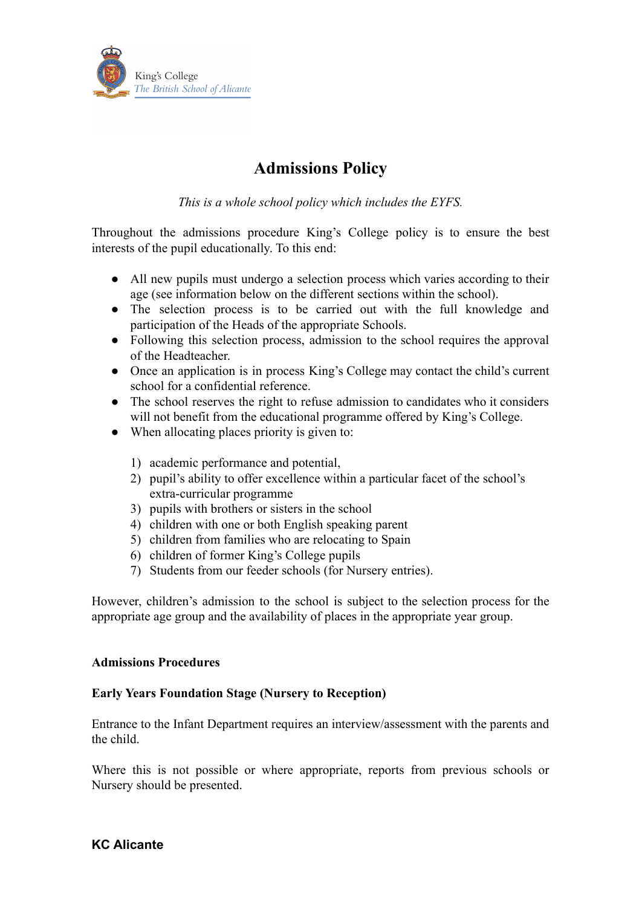King's College
*The British School of Alicante*

# Admissions Policy

*This is a whole school policy which includes the EYFS.*

Throughout the admissions procedure King's College policy is to ensure the best interests of the pupil educationally. To this end:

- All new pupils must undergo a selection process which varies according to their age (see information below on the different sections within the school).
- The selection process is to be carried out with the full knowledge and participation of the Heads of the appropriate Schools.
- Following this selection process, admission to the school requires the approval of the Headteacher.
- Once an application is in process King's College may contact the child's current school for a confidential reference.
- The school reserves the right to refuse admission to candidates who it considers will not benefit from the educational programme offered by King's College.
- When allocating places priority is given to:

    1) academic performance and potential,
    2) pupil's ability to offer excellence within a particular facet of the school's extra-curricular programme
    3) pupils with brothers or sisters in the school
    4) children with one or both English speaking parent
    5) children from families who are relocating to Spain
    6) children of former King's College pupils
    7) Students from our feeder schools (for Nursery entries).

However, children's admission to the school is subject to the selection process for the appropriate age group and the availability of places in the appropriate year group.

**Admissions Procedures**

**Early Years Foundation Stage (Nursery to Reception)**

Entrance to the Infant Department requires an interview/assessment with the parents and the child.

Where this is not possible or where appropriate, reports from previous schools or Nursery should be presented.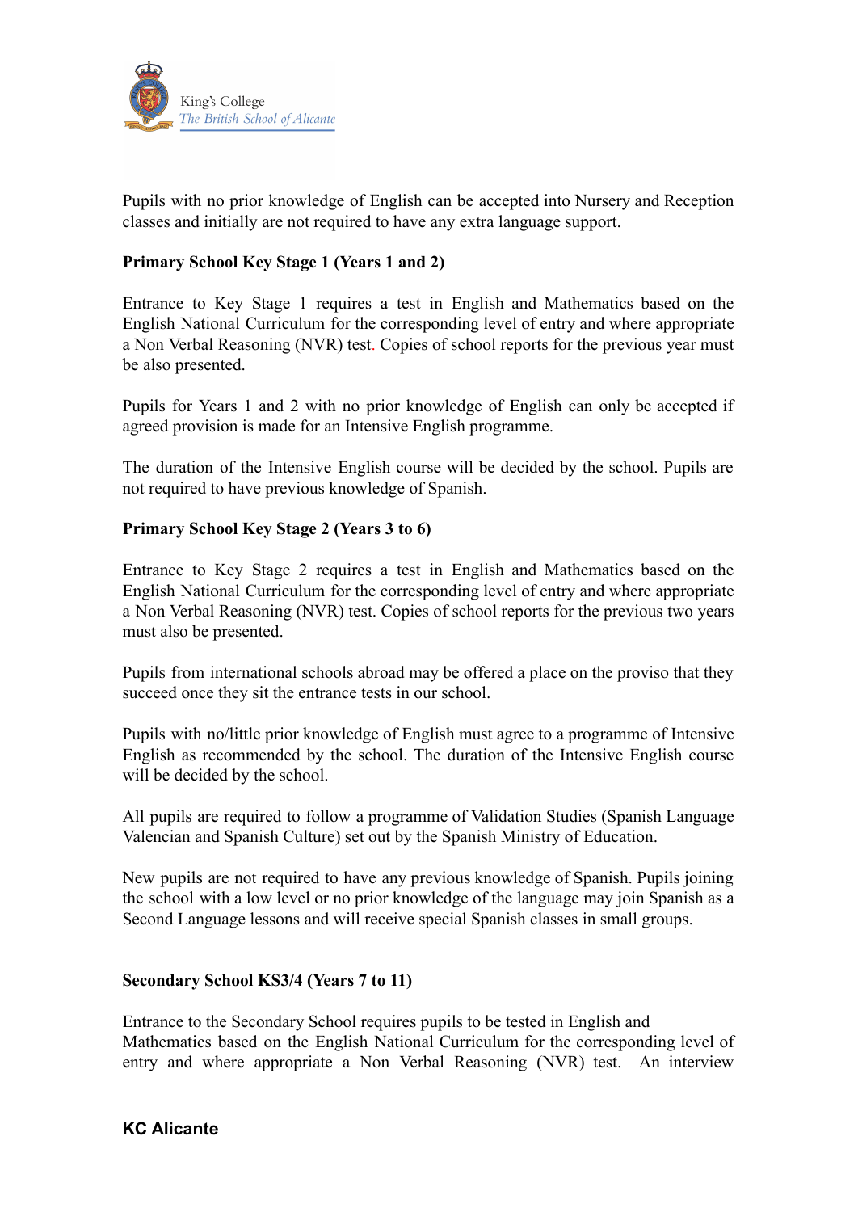Pupils with no prior knowledge of English can be accepted into Nursery and Reception classes and initially are not required to have any extra language support.

**Primary School Key Stage 1 (Years 1 and 2)**

Entrance to Key Stage 1 requires a test in English and Mathematics based on the English National Curriculum for the corresponding level of entry and where appropriate a Non Verbal Reasoning (NVR) test. Copies of school reports for the previous year must be also presented.

Pupils for Years 1 and 2 with no prior knowledge of English can only be accepted if agreed provision is made for an Intensive English programme.

The duration of the Intensive English course will be decided by the school. Pupils are not required to have previous knowledge of Spanish.

**Primary School Key Stage 2 (Years 3 to 6)**

Entrance to Key Stage 2 requires a test in English and Mathematics based on the English National Curriculum for the corresponding level of entry and where appropriate a Non Verbal Reasoning (NVR) test. Copies of school reports for the previous two years must also be presented.

Pupils from international schools abroad may be offered a place on the proviso that they succeed once they sit the entrance tests in our school.

Pupils with no/little prior knowledge of English must agree to a programme of Intensive English as recommended by the school. The duration of the Intensive English course will be decided by the school.

All pupils are required to follow a programme of Validation Studies (Spanish Language Valencian and Spanish Culture) set out by the Spanish Ministry of Education.

New pupils are not required to have any previous knowledge of Spanish. Pupils joining the school with a low level or no prior knowledge of the language may join Spanish as a Second Language lessons and will receive special Spanish classes in small groups.

**Secondary School KS3/4 (Years 7 to 11)**

Entrance to the Secondary School requires pupils to be tested in English and Mathematics based on the English National Curriculum for the corresponding level of entry and where appropriate a Non Verbal Reasoning (NVR) test. An interview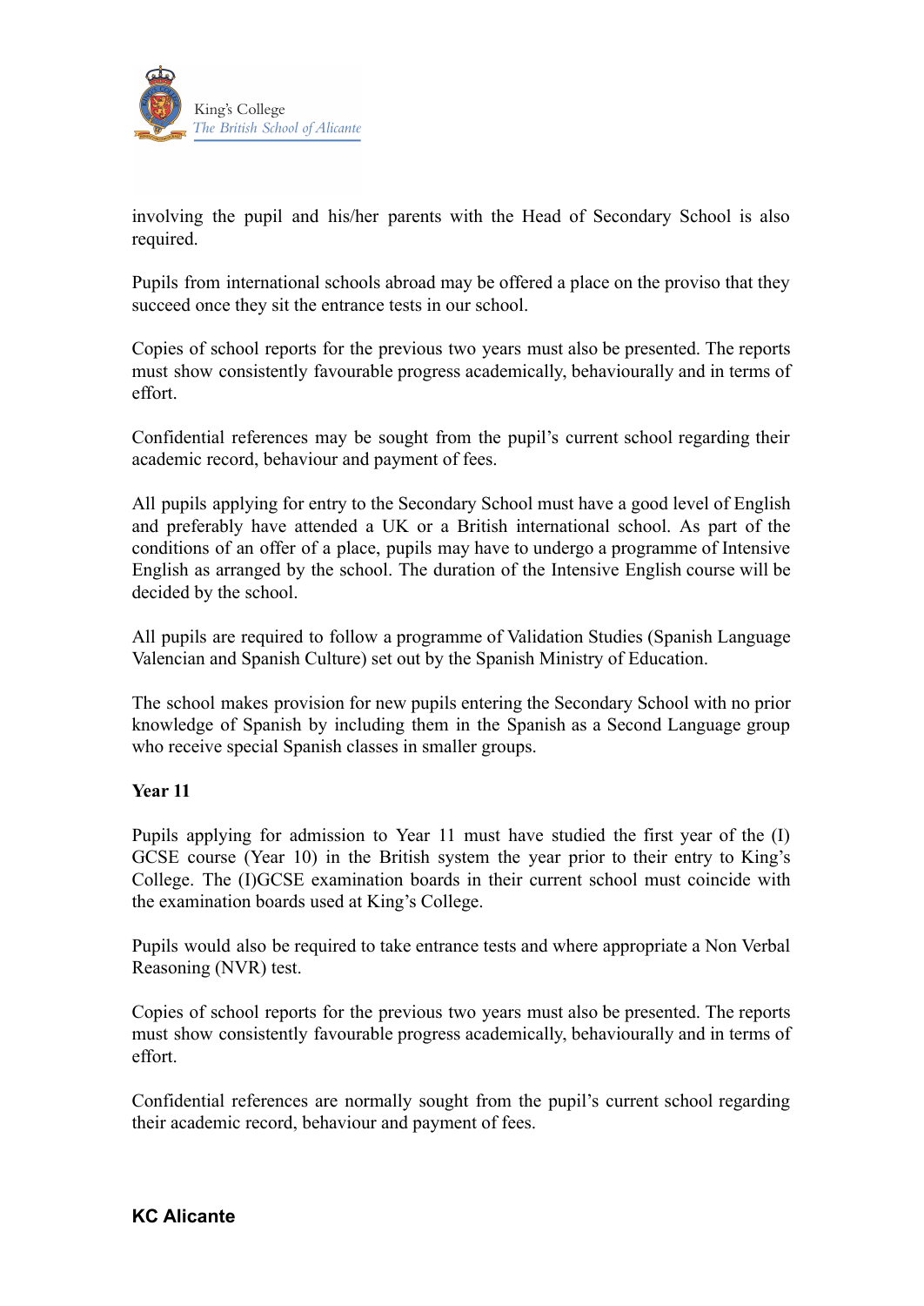involving the pupil and his/her parents with the Head of Secondary School is also required.

Pupils from international schools abroad may be offered a place on the proviso that they succeed once they sit the entrance tests in our school.

Copies of school reports for the previous two years must also be presented. The reports must show consistently favourable progress academically, behaviourally and in terms of effort.

Confidential references may be sought from the pupil's current school regarding their academic record, behaviour and payment of fees.

All pupils applying for entry to the Secondary School must have a good level of English and preferably have attended a UK or a British international school. As part of the conditions of an offer of a place, pupils may have to undergo a programme of Intensive English as arranged by the school. The duration of the Intensive English course will be decided by the school.

All pupils are required to follow a programme of Validation Studies (Spanish Language Valencian and Spanish Culture) set out by the Spanish Ministry of Education.

The school makes provision for new pupils entering the Secondary School with no prior knowledge of Spanish by including them in the Spanish as a Second Language group who receive special Spanish classes in smaller groups.

**Year 11**

Pupils applying for admission to Year 11 must have studied the first year of the (I) GCSE course (Year 10) in the British system the year prior to their entry to King's College. The (I)GCSE examination boards in their current school must coincide with the examination boards used at King's College.

Pupils would also be required to take entrance tests and where appropriate a Non Verbal Reasoning (NVR) test.

Copies of school reports for the previous two years must also be presented. The reports must show consistently favourable progress academically, behaviourally and in terms of effort.

Confidential references are normally sought from the pupil's current school regarding their academic record, behaviour and payment of fees.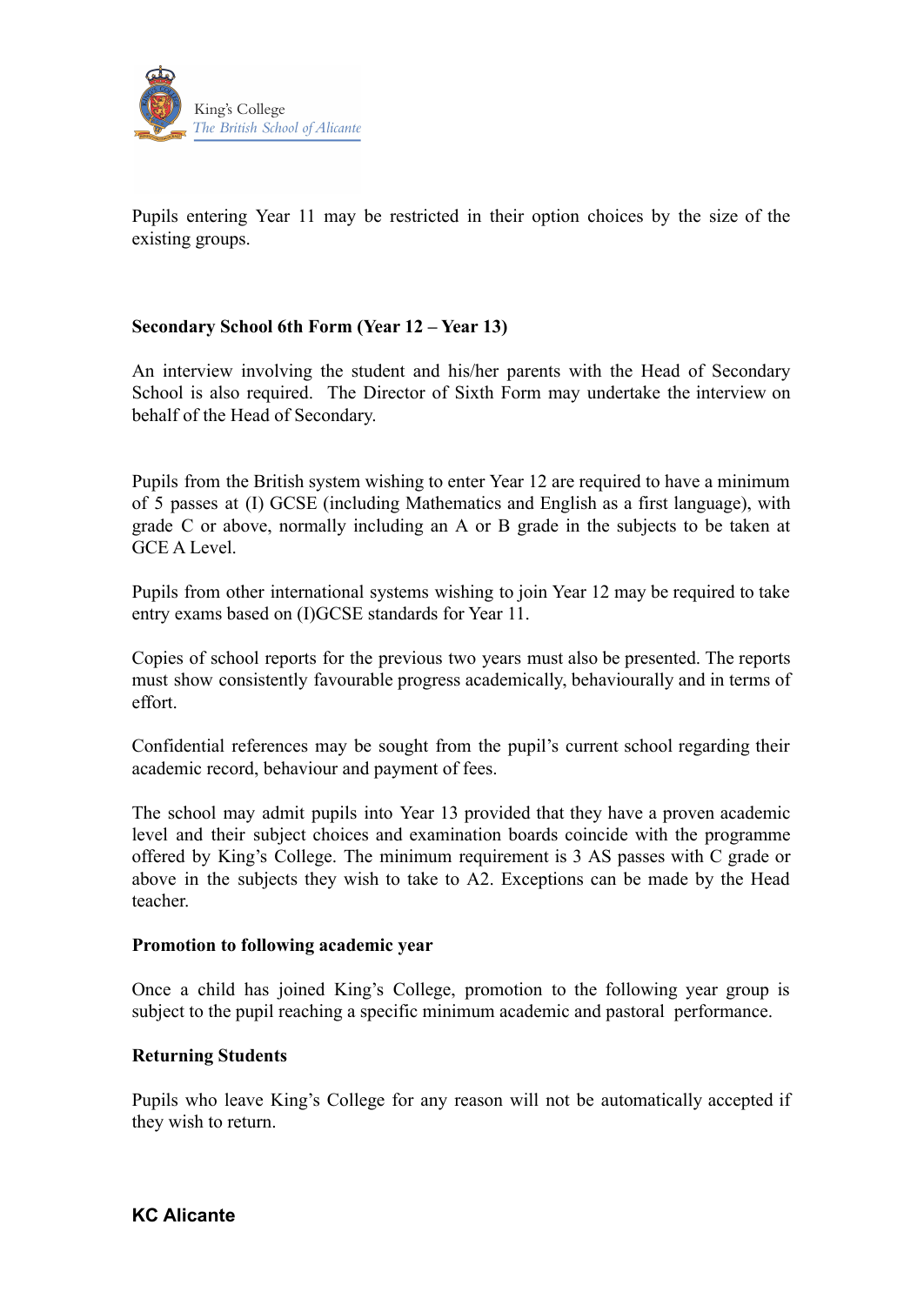Pupils entering Year 11 may be restricted in their option choices by the size of the existing groups.

**Secondary School 6th Form (Year 12 – Year 13)**

An interview involving the student and his/her parents with the Head of Secondary School is also required. The Director of Sixth Form may undertake the interview on behalf of the Head of Secondary.

Pupils from the British system wishing to enter Year 12 are required to have a minimum of 5 passes at (I) GCSE (including Mathematics and English as a first language), with grade C or above, normally including an A or B grade in the subjects to be taken at GCE A Level.

Pupils from other international systems wishing to join Year 12 may be required to take entry exams based on (I)GCSE standards for Year 11.

Copies of school reports for the previous two years must also be presented. The reports must show consistently favourable progress academically, behaviourally and in terms of effort.

Confidential references may be sought from the pupil's current school regarding their academic record, behaviour and payment of fees.

The school may admit pupils into Year 13 provided that they have a proven academic level and their subject choices and examination boards coincide with the programme offered by King's College. The minimum requirement is 3 AS passes with C grade or above in the subjects they wish to take to A2. Exceptions can be made by the Head teacher.

**Promotion to following academic year**

Once a child has joined King's College, promotion to the following year group is subject to the pupil reaching a specific minimum academic and pastoral performance.

**Returning Students**

Pupils who leave King's College for any reason will not be automatically accepted if they wish to return.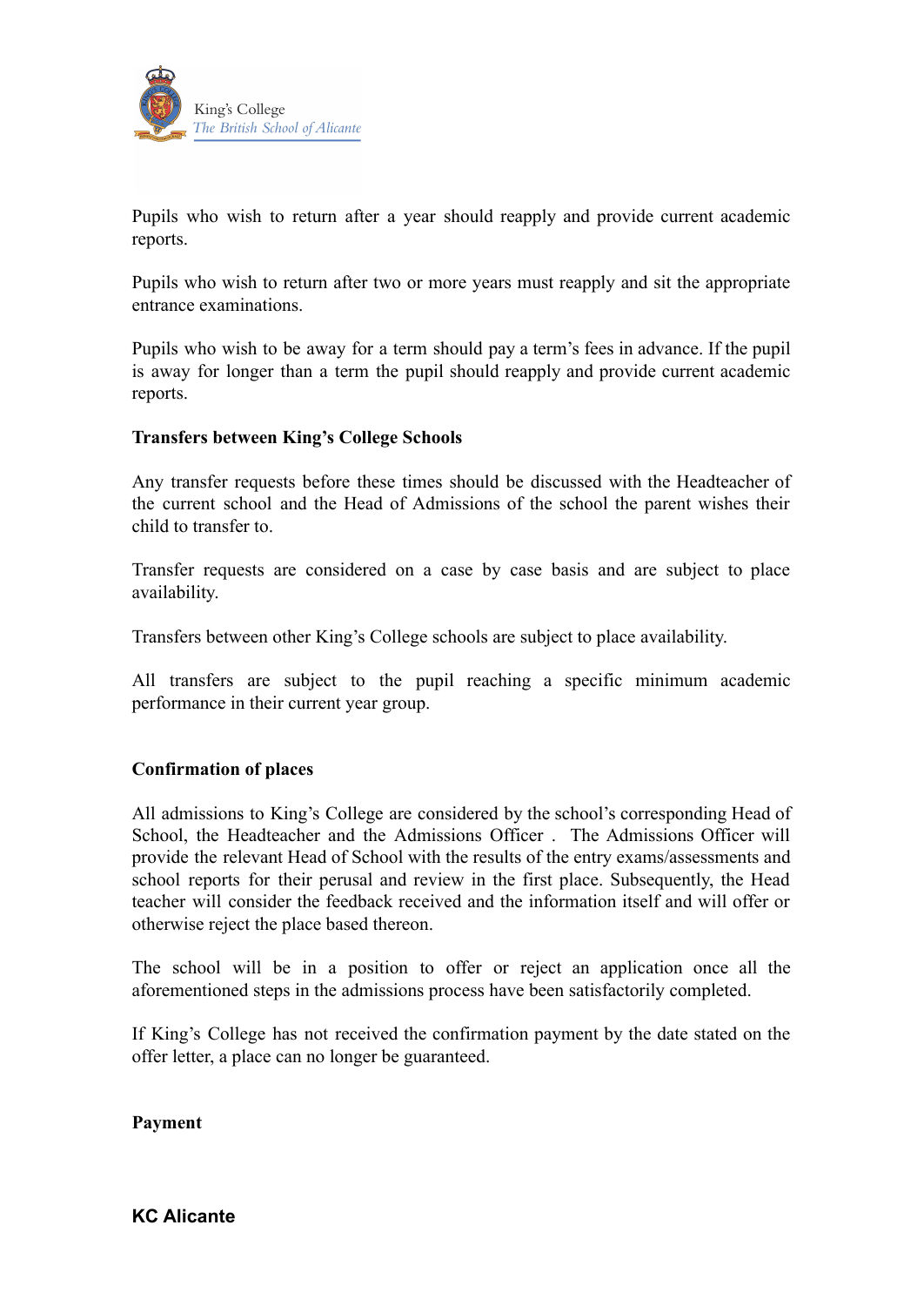Pupils who wish to return after a year should reapply and provide current academic reports.

Pupils who wish to return after two or more years must reapply and sit the appropriate entrance examinations.

Pupils who wish to be away for a term should pay a term's fees in advance. If the pupil is away for longer than a term the pupil should reapply and provide current academic reports.

**Transfers between King's College Schools**

Any transfer requests before these times should be discussed with the Headteacher of the current school and the Head of Admissions of the school the parent wishes their child to transfer to.

Transfer requests are considered on a case by case basis and are subject to place availability.

Transfers between other King's College schools are subject to place availability.

All transfers are subject to the pupil reaching a specific minimum academic performance in their current year group.

**Confirmation of places**

All admissions to King's College are considered by the school's corresponding Head of School, the Headteacher and the Admissions Officer . The Admissions Officer will provide the relevant Head of School with the results of the entry exams/assessments and school reports for their perusal and review in the first place. Subsequently, the Head teacher will consider the feedback received and the information itself and will offer or otherwise reject the place based thereon.

The school will be in a position to offer or reject an application once all the aforementioned steps in the admissions process have been satisfactorily completed.

If King's College has not received the confirmation payment by the date stated on the offer letter, a place can no longer be guaranteed.

**Payment**

**KC Alicante**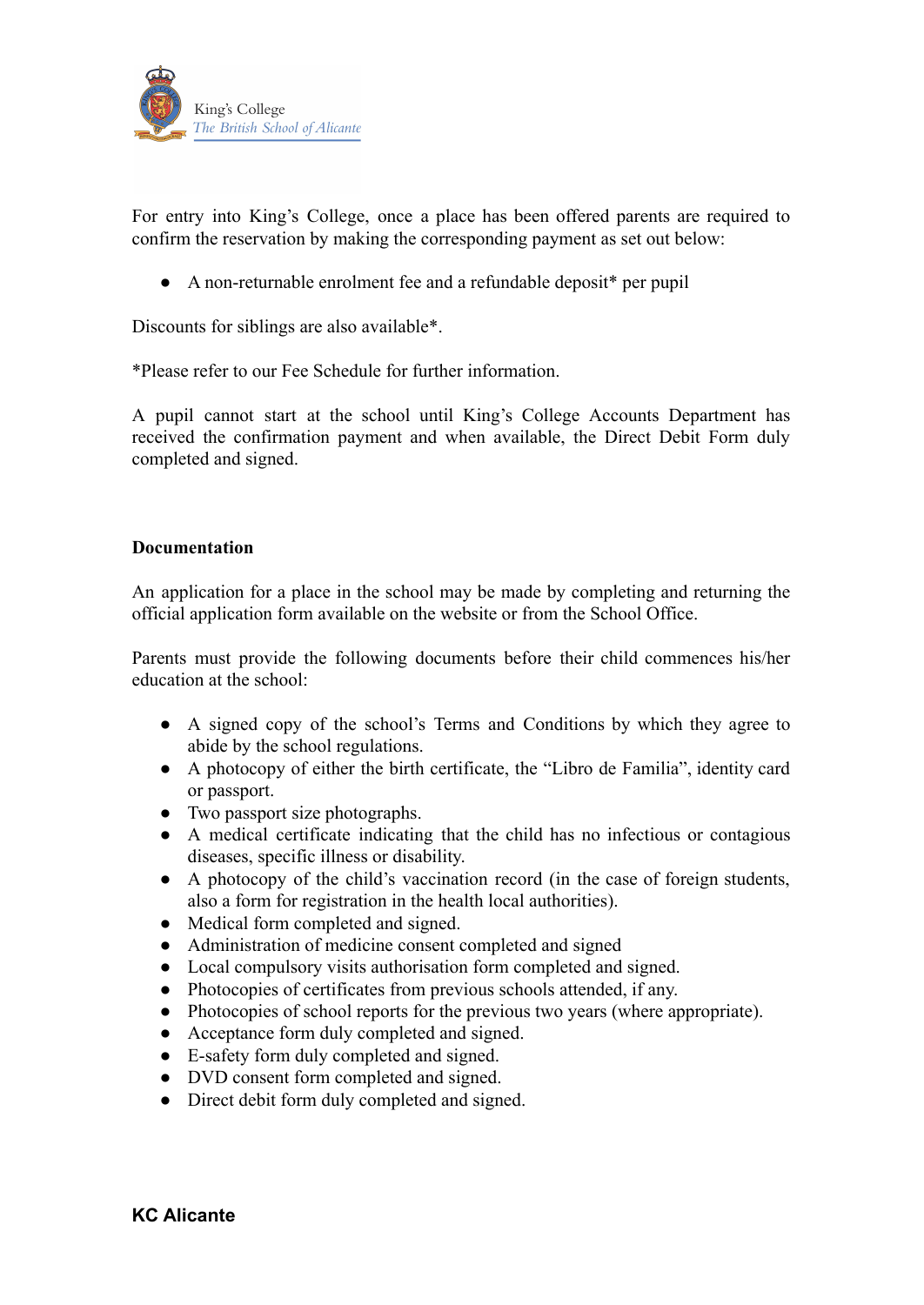For entry into King's College, once a place has been offered parents are required to confirm the reservation by making the corresponding payment as set out below:

- A non-returnable enrolment fee and a refundable deposit* per pupil

Discounts for siblings are also available*.

*Please refer to our Fee Schedule for further information.

A pupil cannot start at the school until King's College Accounts Department has received the confirmation payment and when available, the Direct Debit Form duly completed and signed.

**Documentation**

An application for a place in the school may be made by completing and returning the official application form available on the website or from the School Office.

Parents must provide the following documents before their child commences his/her education at the school:

- A signed copy of the school's Terms and Conditions by which they agree to abide by the school regulations.
- A photocopy of either the birth certificate, the "Libro de Familia", identity card or passport.
- Two passport size photographs.
- A medical certificate indicating that the child has no infectious or contagious diseases, specific illness or disability.
- A photocopy of the child's vaccination record (in the case of foreign students, also a form for registration in the health local authorities).
- Medical form completed and signed.
- Administration of medicine consent completed and signed
- Local compulsory visits authorisation form completed and signed.
- Photocopies of certificates from previous schools attended, if any.
- Photocopies of school reports for the previous two years (where appropriate).
- Acceptance form duly completed and signed.
- E-safety form duly completed and signed.
- DVD consent form completed and signed.
- Direct debit form duly completed and signed.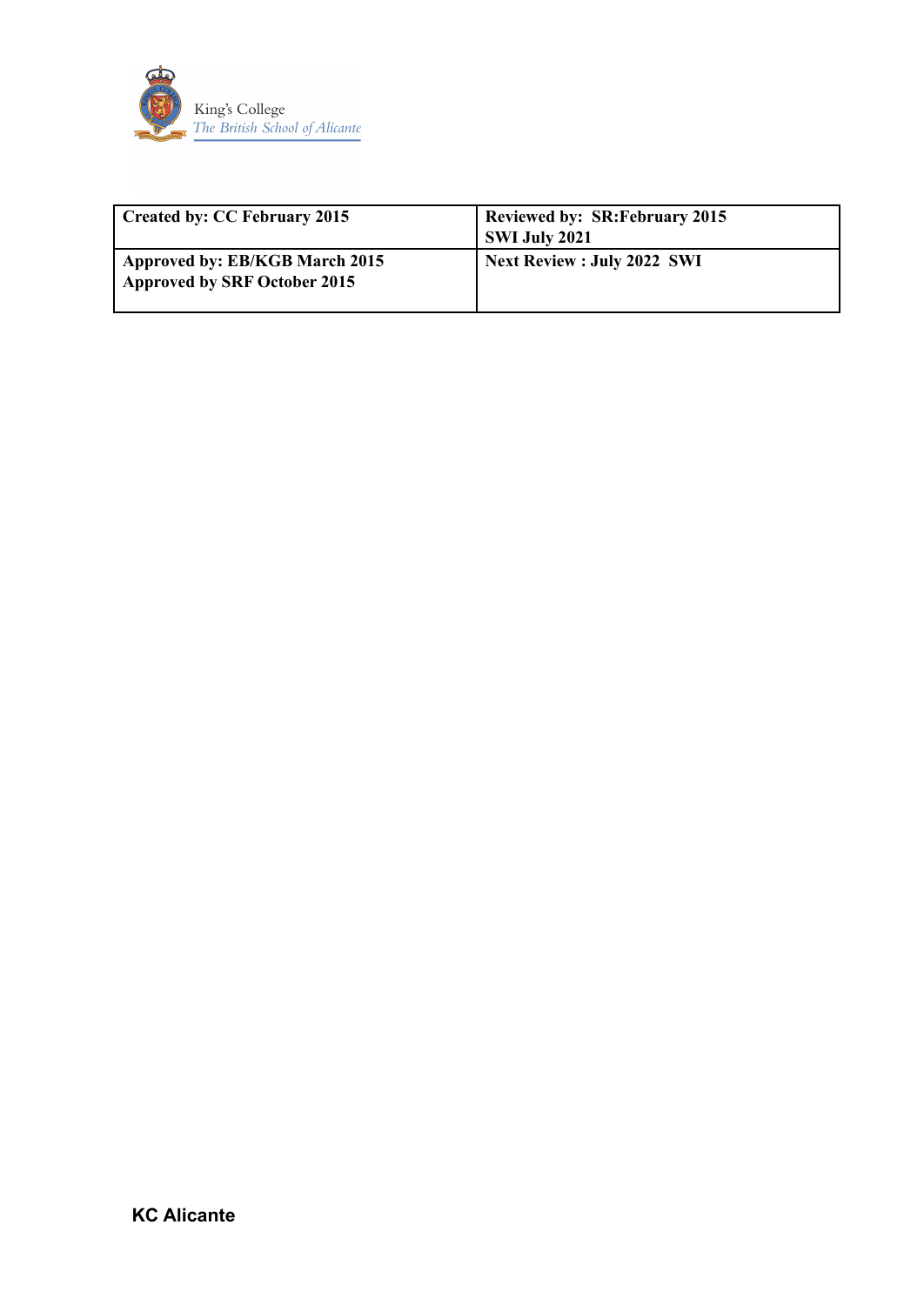King's College
*The British School of Alicante*

| Created by: CC February 2015 | Reviewed by: SR:February 2015<br>SWI July 2021 |
|---|---|
| Approved by: EB/KGB March 2015<br>Approved by SRF October 2015 | Next Review : July 2022 SWI |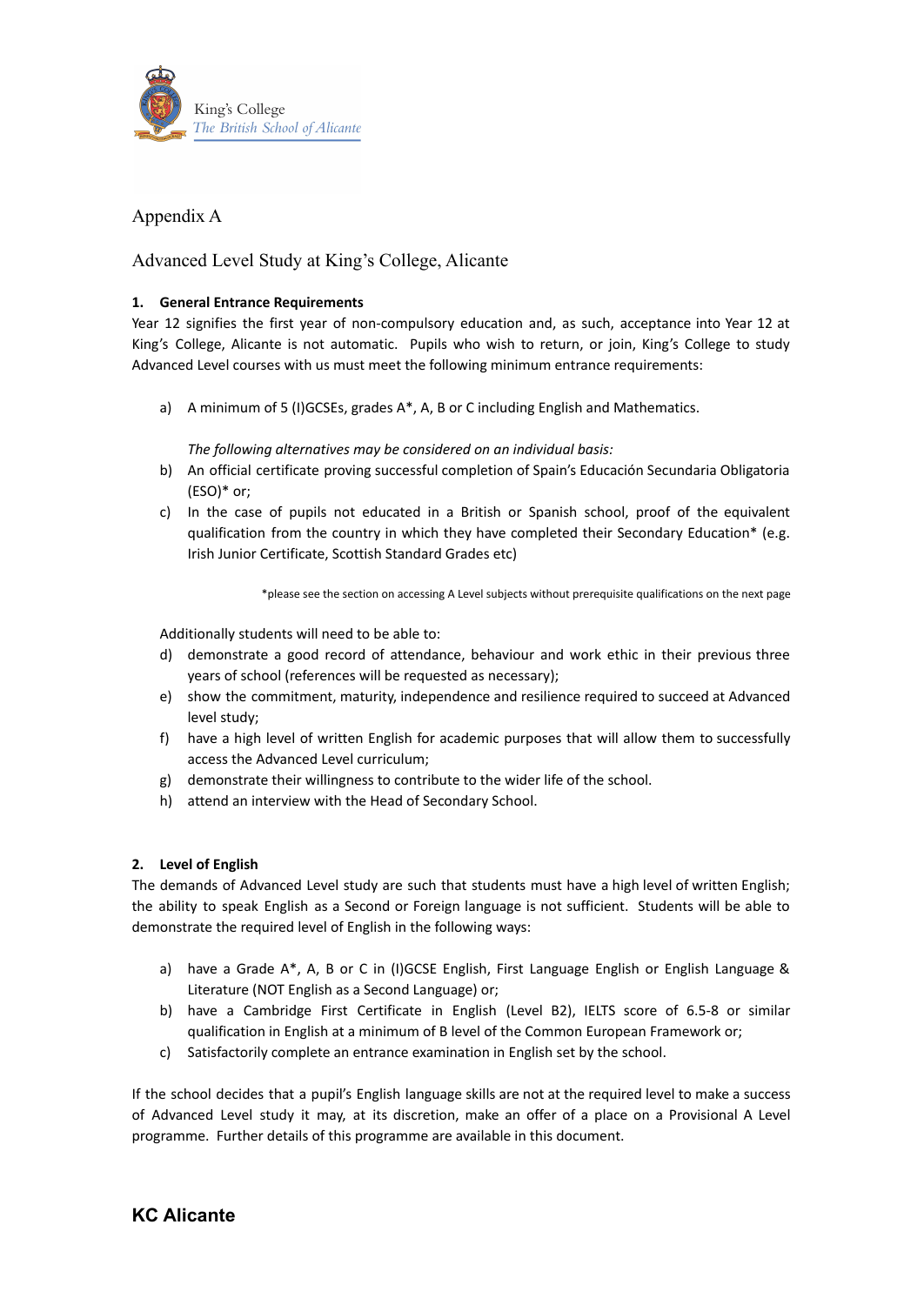# Appendix A

## Advanced Level Study at King's College, Alicante

### 1. General Entrance Requirements

Year 12 signifies the first year of non-compulsory education and, as such, acceptance into Year 12 at King's College, Alicante is not automatic. Pupils who wish to return, or join, King's College to study Advanced Level courses with us must meet the following minimum entrance requirements:

a) A minimum of 5 (I)GCSEs, grades A*, A, B or C including English and Mathematics.

*The following alternatives may be considered on an individual basis:*

b) An official certificate proving successful completion of Spain's Educación Secundaria Obligatoria (ESO)* or;

c) In the case of pupils not educated in a British or Spanish school, proof of the equivalent qualification from the country in which they have completed their Secondary Education* (e.g. Irish Junior Certificate, Scottish Standard Grades etc)

*please see the section on accessing A Level subjects without prerequisite qualifications on the next page

Additionally students will need to be able to:

d) demonstrate a good record of attendance, behaviour and work ethic in their previous three years of school (references will be requested as necessary);

e) show the commitment, maturity, independence and resilience required to succeed at Advanced level study;

f) have a high level of written English for academic purposes that will allow them to successfully access the Advanced Level curriculum;

g) demonstrate their willingness to contribute to the wider life of the school.

h) attend an interview with the Head of Secondary School.

### 2. Level of English

The demands of Advanced Level study are such that students must have a high level of written English; the ability to speak English as a Second or Foreign language is not sufficient. Students will be able to demonstrate the required level of English in the following ways:

a) have a Grade A*, A, B or C in (I)GCSE English, First Language English or English Language & Literature (NOT English as a Second Language) or;

b) have a Cambridge First Certificate in English (Level B2), IELTS score of 6.5-8 or similar qualification in English at a minimum of B level of the Common European Framework or;

c) Satisfactorily complete an entrance examination in English set by the school.

If the school decides that a pupil's English language skills are not at the required level to make a success of Advanced Level study it may, at its discretion, make an offer of a place on a Provisional A Level programme. Further details of this programme are available in this document.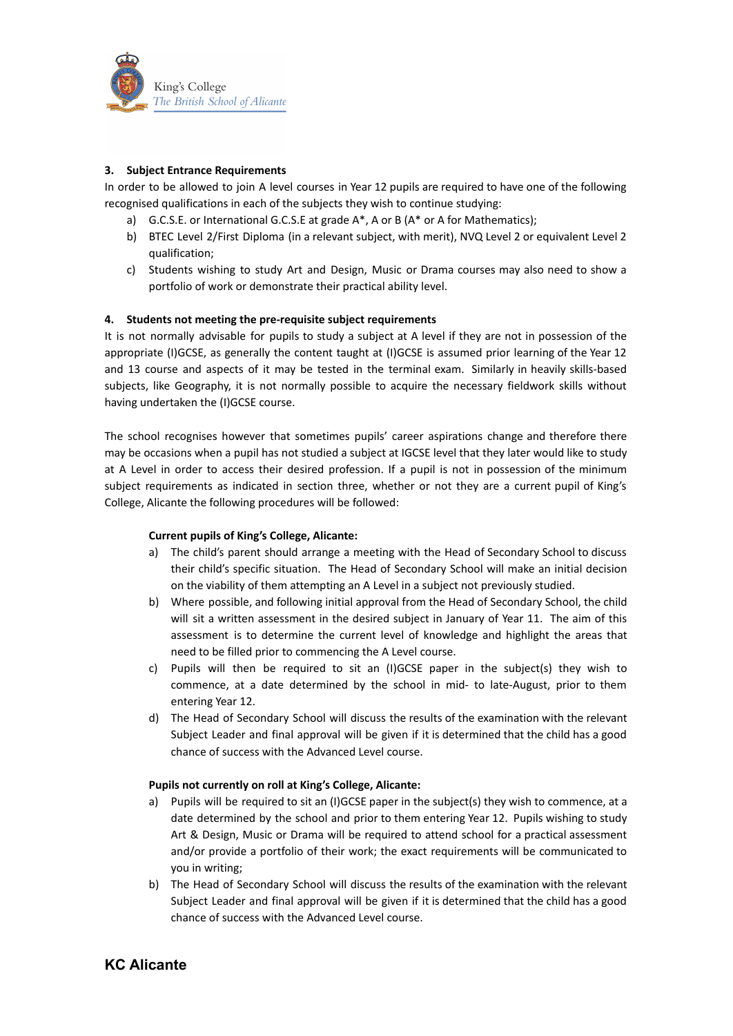### 3. Subject Entrance Requirements

In order to be allowed to join A level courses in Year 12 pupils are required to have one of the following recognised qualifications in each of the subjects they wish to continue studying:

a) G.C.S.E. or International G.C.S.E at grade A*, A or B (A* or A for Mathematics);

b) BTEC Level 2/First Diploma (in a relevant subject, with merit), NVQ Level 2 or equivalent Level 2 qualification;

c) Students wishing to study Art and Design, Music or Drama courses may also need to show a portfolio of work or demonstrate their practical ability level.

### 4. Students not meeting the pre-requisite subject requirements

It is not normally advisable for pupils to study a subject at A level if they are not in possession of the appropriate (I)GCSE, as generally the content taught at (I)GCSE is assumed prior learning of the Year 12 and 13 course and aspects of it may be tested in the terminal exam. Similarly in heavily skills-based subjects, like Geography, it is not normally possible to acquire the necessary fieldwork skills without having undertaken the (I)GCSE course.

The school recognises however that sometimes pupils' career aspirations change and therefore there may be occasions when a pupil has not studied a subject at IGCSE level that they later would like to study at A Level in order to access their desired profession. If a pupil is not in possession of the minimum subject requirements as indicated in section three, whether or not they are a current pupil of King's College, Alicante the following procedures will be followed:

**Current pupils of King's College, Alicante:**

a) The child's parent should arrange a meeting with the Head of Secondary School to discuss their child's specific situation. The Head of Secondary School will make an initial decision on the viability of them attempting an A Level in a subject not previously studied.

b) Where possible, and following initial approval from the Head of Secondary School, the child will sit a written assessment in the desired subject in January of Year 11. The aim of this assessment is to determine the current level of knowledge and highlight the areas that need to be filled prior to commencing the A Level course.

c) Pupils will then be required to sit an (I)GCSE paper in the subject(s) they wish to commence, at a date determined by the school in mid- to late-August, prior to them entering Year 12.

d) The Head of Secondary School will discuss the results of the examination with the relevant Subject Leader and final approval will be given if it is determined that the child has a good chance of success with the Advanced Level course.

**Pupils not currently on roll at King's College, Alicante:**

a) Pupils will be required to sit an (I)GCSE paper in the subject(s) they wish to commence, at a date determined by the school and prior to them entering Year 12. Pupils wishing to study Art & Design, Music or Drama will be required to attend school for a practical assessment and/or provide a portfolio of their work; the exact requirements will be communicated to you in writing;

b) The Head of Secondary School will discuss the results of the examination with the relevant Subject Leader and final approval will be given if it is determined that the child has a good chance of success with the Advanced Level course.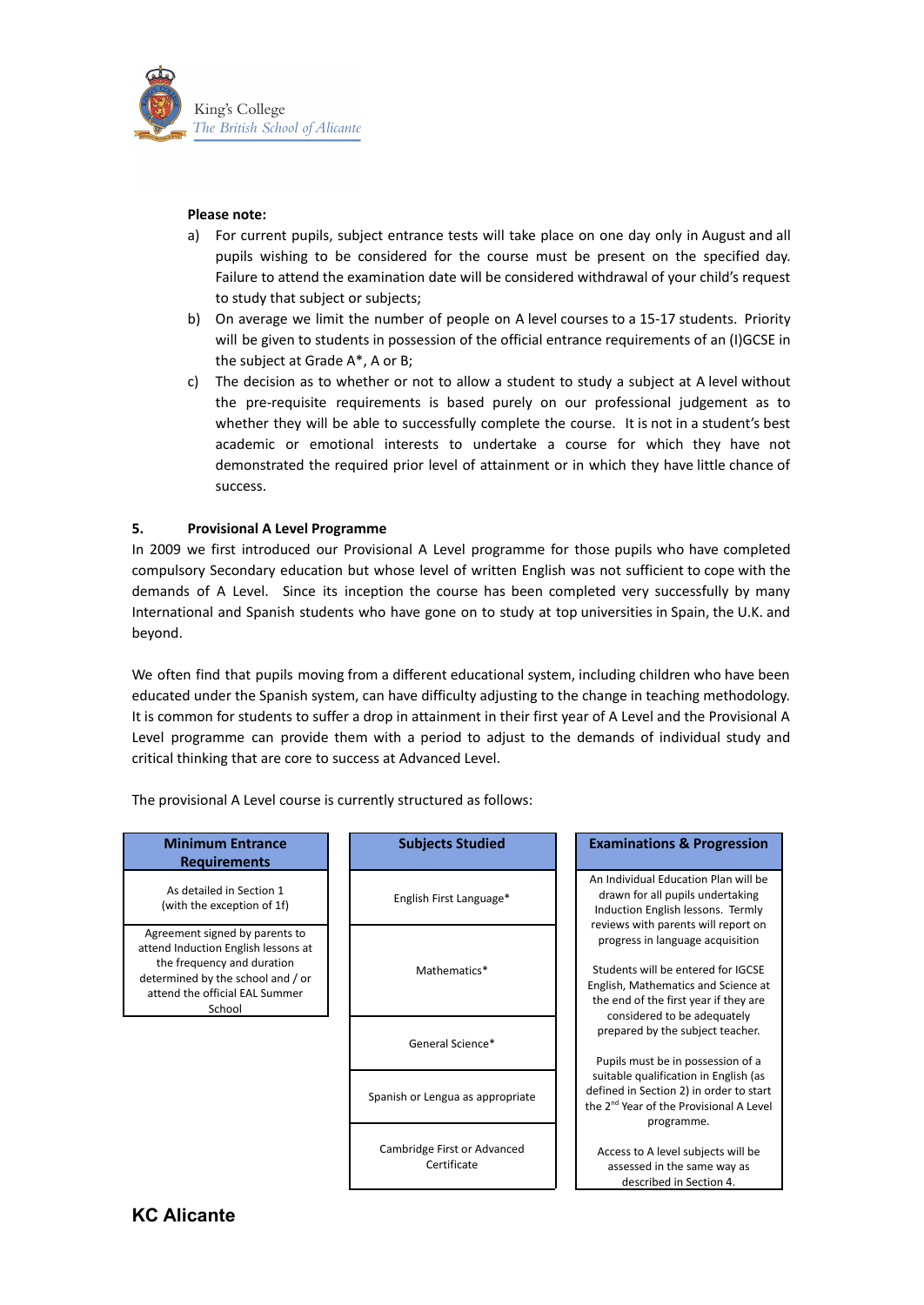**Please note:**

a) For current pupils, subject entrance tests will take place on one day only in August and all pupils wishing to be considered for the course must be present on the specified day. Failure to attend the examination date will be considered withdrawal of your child's request to study that subject or subjects;

b) On average we limit the number of people on A level courses to a 15-17 students. Priority will be given to students in possession of the official entrance requirements of an (I)GCSE in the subject at Grade A*, A or B;

c) The decision as to whether or not to allow a student to study a subject at A level without the pre-requisite requirements is based purely on our professional judgement as to whether they will be able to successfully complete the course. It is not in a student's best academic or emotional interests to undertake a course for which they have not demonstrated the required prior level of attainment or in which they have little chance of success.

## 5. Provisional A Level Programme

In 2009 we first introduced our Provisional A Level programme for those pupils who have completed compulsory Secondary education but whose level of written English was not sufficient to cope with the demands of A Level. Since its inception the course has been completed very successfully by many International and Spanish students who have gone on to study at top universities in Spain, the U.K. and beyond.

We often find that pupils moving from a different educational system, including children who have been educated under the Spanish system, can have difficulty adjusting to the change in teaching methodology. It is common for students to suffer a drop in attainment in their first year of A Level and the Provisional A Level programme can provide them with a period to adjust to the demands of individual study and critical thinking that are core to success at Advanced Level.

The provisional A Level course is currently structured as follows:

| Minimum Entrance Requirements | Subjects Studied | Examinations & Progression |
|---|---|---|
| As detailed in Section 1 (with the exception of 1f) | English First Language* | An Individual Education Plan will be drawn for all pupils undertaking Induction English lessons. Termly reviews with parents will report on progress in language acquisition<br><br>Students will be entered for IGCSE English, Mathematics and Science at the end of the first year if they are considered to be adequately prepared by the subject teacher.<br><br>Pupils must be in possession of a suitable qualification in English (as defined in Section 2) in order to start the 2nd Year of the Provisional A Level programme.<br><br>Access to A level subjects will be assessed in the same way as described in Section 4. |
| Agreement signed by parents to attend Induction English lessons at the frequency and duration determined by the school and / or attend the official EAL Summer School | Mathematics* | |
| | General Science* | |
| | Spanish or Lengua as appropriate | |
| | Cambridge First or Advanced Certificate | |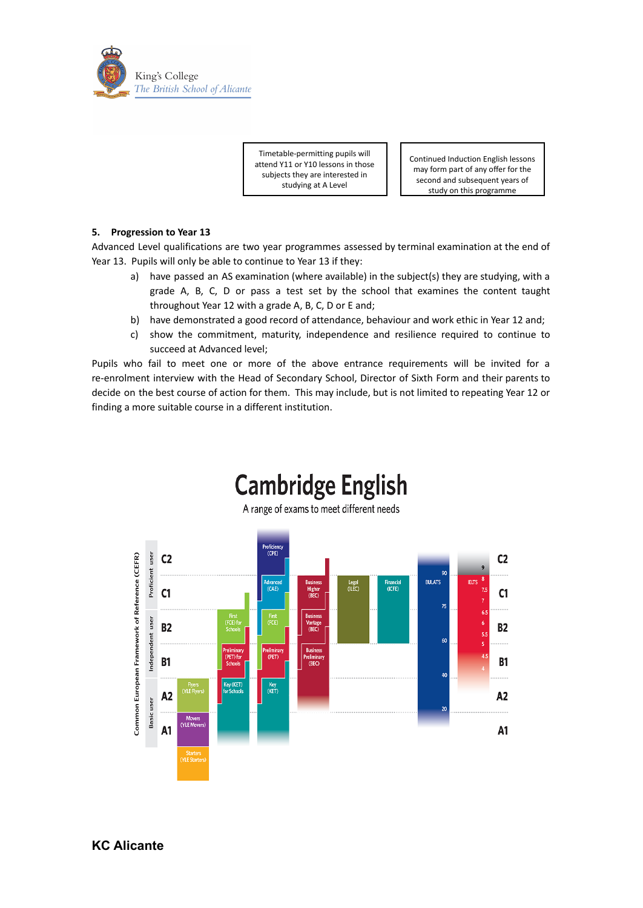Timetable-permitting pupils will attend Y11 or Y10 lessons in those subjects they are interested in studying at A Level

Continued Induction English lessons may form part of any offer for the second and subsequent years of study on this programme

### 5. Progression to Year 13

Advanced Level qualifications are two year programmes assessed by terminal examination at the end of Year 13. Pupils will only be able to continue to Year 13 if they:

a) have passed an AS examination (where available) in the subject(s) they are studying, with a grade A, B, C, D or pass a test set by the school that examines the content taught throughout Year 12 with a grade A, B, C, D or E and;

b) have demonstrated a good record of attendance, behaviour and work ethic in Year 12 and;

c) show the commitment, maturity, independence and resilience required to continue to succeed at Advanced level;

Pupils who fail to meet one or more of the above entrance requirements will be invited for a re-enrolment interview with the Head of Secondary School, Director of Sixth Form and their parents to decide on the best course of action for them. This may include, but is not limited to repeating Year 12 or finding a more suitable course in a different institution.

Cambridge English
A range of exams to meet different needs

Common European Framework of Reference (CEFR)
Proficient user: C2, C1
Independent user: B2, B1
Basic user: A2, A1

Starters (YLE Starters)
Movers (YLE Movers)
Flyers (YLE Flyers)
Key (KET) for Schools
Preliminary (PET) for Schools
First (FCE) for Schools
Key (KET)
Preliminary (PET)
First (FCE)
Advanced (CAE)
Proficiency (CPE)
Business Preliminary (BEC)
Business Vantage (BEC)
Business Higher (BEC)
Legal (ILEC)
Financial (ICFE)
BULATS: 90, 75, 60, 40, 20
IELTS: 9, 8, 7.5, 7, 6.5, 6, 5.5, 5, 4.5, 4

C2
C1
B2
B1
A2
A1

**KC Alicante**